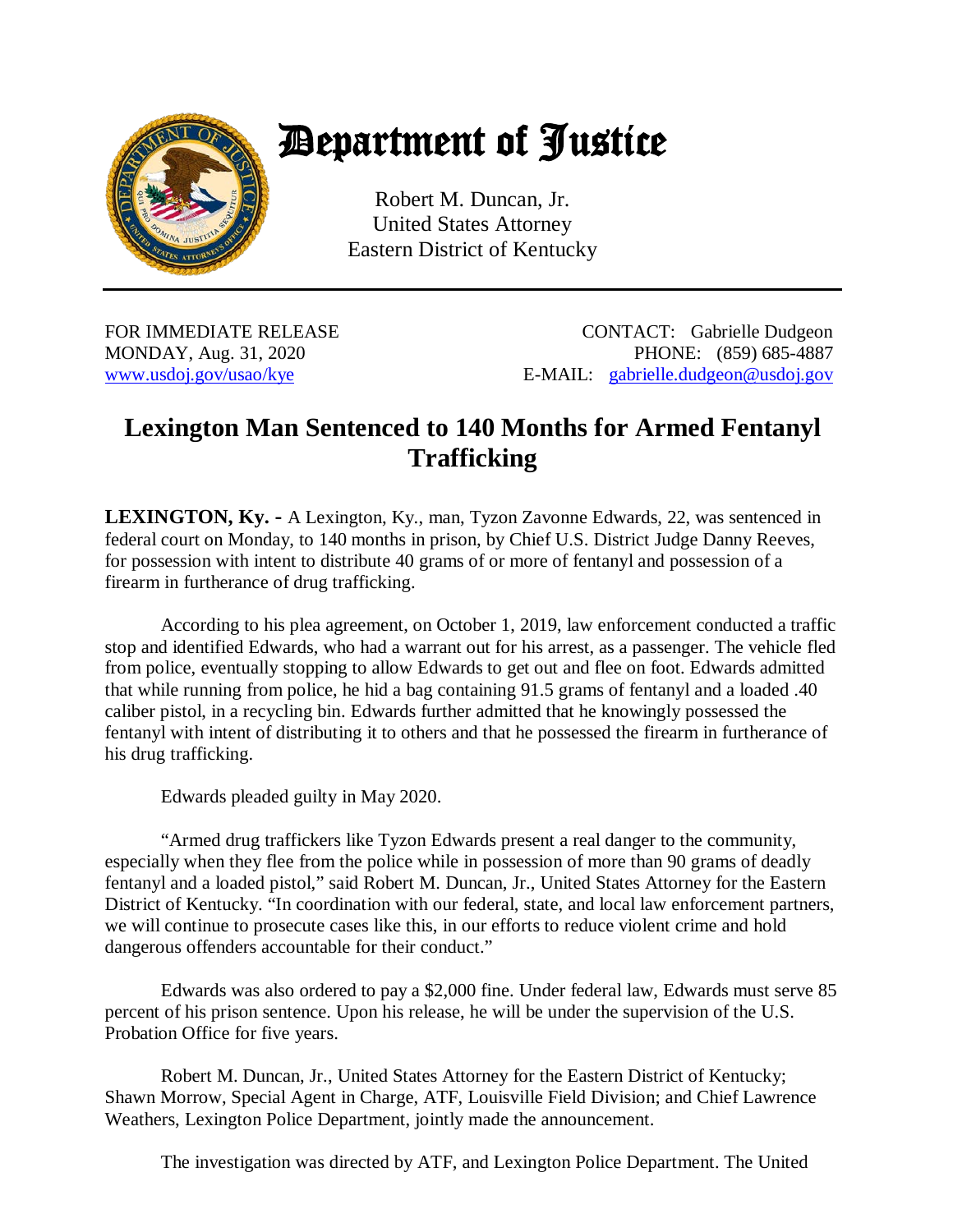# Department of Justice

Robert M. Duncan, Jr.
United States Attorney
Eastern District of Kentucky

FOR IMMEDIATE RELEASE
MONDAY, Aug. 31, 2020
www.usdoj.gov/usao/kye

CONTACT: Gabrielle Dudgeon
PHONE: (859) 685-4887
E-MAIL: gabrielle.dudgeon@usdoj.gov

## Lexington Man Sentenced to 140 Months for Armed Fentanyl Trafficking

**LEXINGTON, Ky. -** A Lexington, Ky., man, Tyzon Zavonne Edwards, 22, was sentenced in federal court on Monday, to 140 months in prison, by Chief U.S. District Judge Danny Reeves, for possession with intent to distribute 40 grams of or more of fentanyl and possession of a firearm in furtherance of drug trafficking.

According to his plea agreement, on October 1, 2019, law enforcement conducted a traffic stop and identified Edwards, who had a warrant out for his arrest, as a passenger. The vehicle fled from police, eventually stopping to allow Edwards to get out and flee on foot. Edwards admitted that while running from police, he hid a bag containing 91.5 grams of fentanyl and a loaded .40 caliber pistol, in a recycling bin. Edwards further admitted that he knowingly possessed the fentanyl with intent of distributing it to others and that he possessed the firearm in furtherance of his drug trafficking.

Edwards pleaded guilty in May 2020.

"Armed drug traffickers like Tyzon Edwards present a real danger to the community, especially when they flee from the police while in possession of more than 90 grams of deadly fentanyl and a loaded pistol," said Robert M. Duncan, Jr., United States Attorney for the Eastern District of Kentucky. "In coordination with our federal, state, and local law enforcement partners, we will continue to prosecute cases like this, in our efforts to reduce violent crime and hold dangerous offenders accountable for their conduct."

Edwards was also ordered to pay a $2,000 fine. Under federal law, Edwards must serve 85 percent of his prison sentence. Upon his release, he will be under the supervision of the U.S. Probation Office for five years.

Robert M. Duncan, Jr., United States Attorney for the Eastern District of Kentucky; Shawn Morrow, Special Agent in Charge, ATF, Louisville Field Division; and Chief Lawrence Weathers, Lexington Police Department, jointly made the announcement.

The investigation was directed by ATF, and Lexington Police Department. The United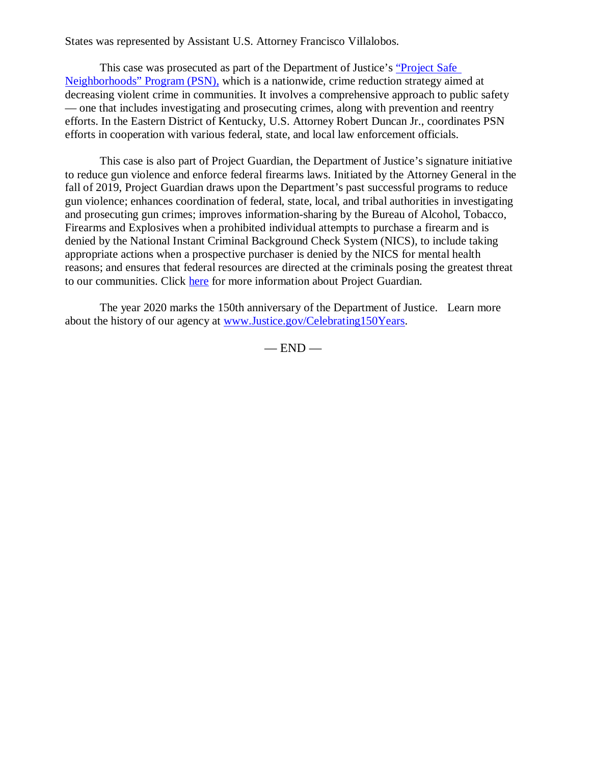States was represented by Assistant U.S. Attorney Francisco Villalobos.

This case was prosecuted as part of the Department of Justice's "Project Safe Neighborhoods" Program (PSN), which is a nationwide, crime reduction strategy aimed at decreasing violent crime in communities. It involves a comprehensive approach to public safety — one that includes investigating and prosecuting crimes, along with prevention and reentry efforts. In the Eastern District of Kentucky, U.S. Attorney Robert Duncan Jr., coordinates PSN efforts in cooperation with various federal, state, and local law enforcement officials.

This case is also part of Project Guardian, the Department of Justice's signature initiative to reduce gun violence and enforce federal firearms laws. Initiated by the Attorney General in the fall of 2019, Project Guardian draws upon the Department's past successful programs to reduce gun violence; enhances coordination of federal, state, local, and tribal authorities in investigating and prosecuting gun crimes; improves information-sharing by the Bureau of Alcohol, Tobacco, Firearms and Explosives when a prohibited individual attempts to purchase a firearm and is denied by the National Instant Criminal Background Check System (NICS), to include taking appropriate actions when a prospective purchaser is denied by the NICS for mental health reasons; and ensures that federal resources are directed at the criminals posing the greatest threat to our communities. Click here for more information about Project Guardian.

The year 2020 marks the 150th anniversary of the Department of Justice. Learn more about the history of our agency at www.Justice.gov/Celebrating150Years.

— END —